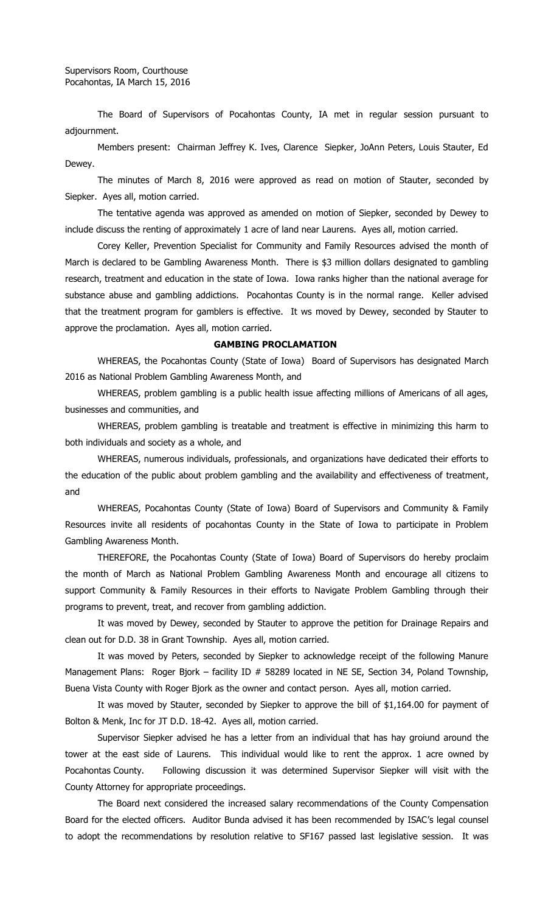Supervisors Room, Courthouse
Pocahontas, IA March 15, 2016

The Board of Supervisors of Pocahontas County, IA met in regular session pursuant to adjournment.

Members present: Chairman Jeffrey K. Ives, Clarence Siepker, JoAnn Peters, Louis Stauter, Ed Dewey.

The minutes of March 8, 2016 were approved as read on motion of Stauter, seconded by Siepker. Ayes all, motion carried.

The tentative agenda was approved as amended on motion of Siepker, seconded by Dewey to include discuss the renting of approximately 1 acre of land near Laurens. Ayes all, motion carried.

Corey Keller, Prevention Specialist for Community and Family Resources advised the month of March is declared to be Gambling Awareness Month. There is $3 million dollars designated to gambling research, treatment and education in the state of Iowa. Iowa ranks higher than the national average for substance abuse and gambling addictions. Pocahontas County is in the normal range. Keller advised that the treatment program for gamblers is effective. It ws moved by Dewey, seconded by Stauter to approve the proclamation. Ayes all, motion carried.

**GAMBING PROCLAMATION**

WHEREAS, the Pocahontas County (State of Iowa) Board of Supervisors has designated March 2016 as National Problem Gambling Awareness Month, and

WHEREAS, problem gambling is a public health issue affecting millions of Americans of all ages, businesses and communities, and

WHEREAS, problem gambling is treatable and treatment is effective in minimizing this harm to both individuals and society as a whole, and

WHEREAS, numerous individuals, professionals, and organizations have dedicated their efforts to the education of the public about problem gambling and the availability and effectiveness of treatment, and

WHEREAS, Pocahontas County (State of Iowa) Board of Supervisors and Community & Family Resources invite all residents of pocahontas County in the State of Iowa to participate in Problem Gambling Awareness Month.

THEREFORE, the Pocahontas County (State of Iowa) Board of Supervisors do hereby proclaim the month of March as National Problem Gambling Awareness Month and encourage all citizens to support Community & Family Resources in their efforts to Navigate Problem Gambling through their programs to prevent, treat, and recover from gambling addiction.

It was moved by Dewey, seconded by Stauter to approve the petition for Drainage Repairs and clean out for D.D. 38 in Grant Township. Ayes all, motion carried.

It was moved by Peters, seconded by Siepker to acknowledge receipt of the following Manure Management Plans: Roger Bjork – facility ID # 58289 located in NE SE, Section 34, Poland Township, Buena Vista County with Roger Bjork as the owner and contact person. Ayes all, motion carried.

It was moved by Stauter, seconded by Siepker to approve the bill of $1,164.00 for payment of Bolton & Menk, Inc for JT D.D. 18-42. Ayes all, motion carried.

Supervisor Siepker advised he has a letter from an individual that has hay groiund around the tower at the east side of Laurens. This individual would like to rent the approx. 1 acre owned by Pocahontas County. Following discussion it was determined Supervisor Siepker will visit with the County Attorney for appropriate proceedings.

The Board next considered the increased salary recommendations of the County Compensation Board for the elected officers. Auditor Bunda advised it has been recommended by ISAC's legal counsel to adopt the recommendations by resolution relative to SF167 passed last legislative session. It was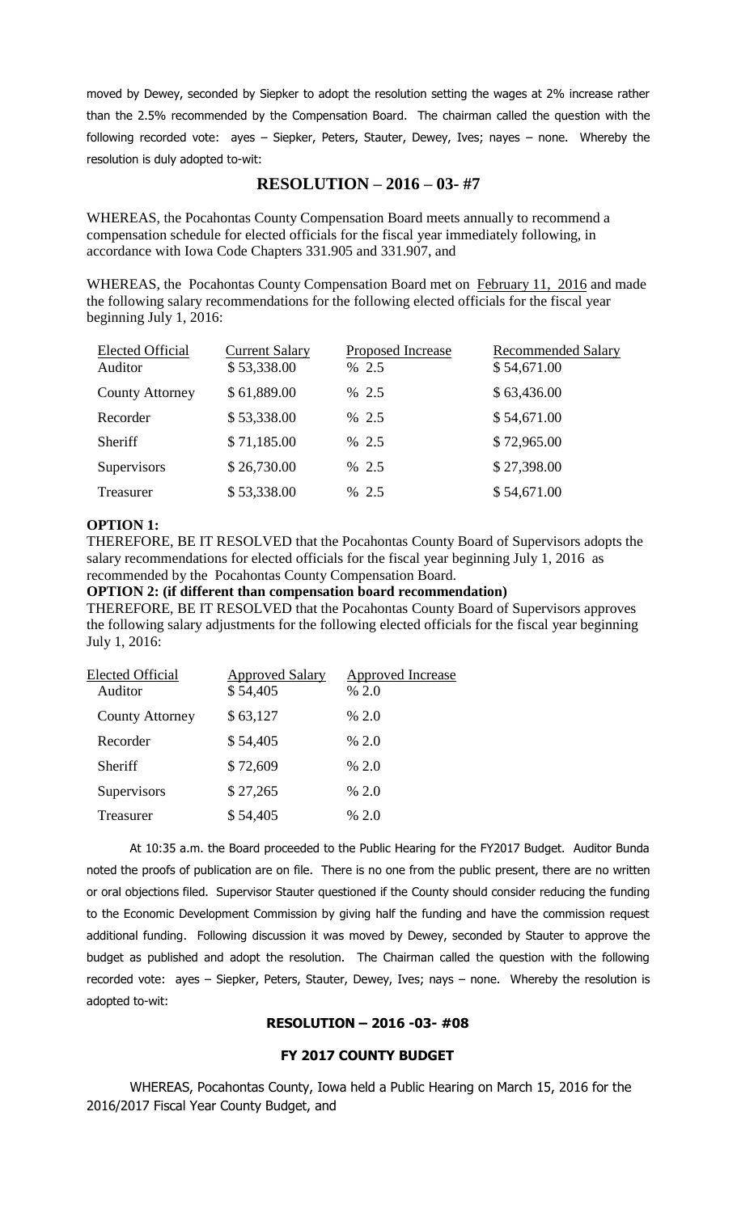moved by Dewey, seconded by Siepker to adopt the resolution setting the wages at 2% increase rather than the 2.5% recommended by the Compensation Board. The chairman called the question with the following recorded vote: ayes – Siepker, Peters, Stauter, Dewey, Ives; nayes – none. Whereby the resolution is duly adopted to-wit:

## RESOLUTION – 2016 – 03- #7

WHEREAS, the Pocahontas County Compensation Board meets annually to recommend a compensation schedule for elected officials for the fiscal year immediately following, in accordance with Iowa Code Chapters 331.905 and 331.907, and

WHEREAS, the Pocahontas County Compensation Board met on February 11, 2016 and made the following salary recommendations for the following elected officials for the fiscal year beginning July 1, 2016:

| Elected Official | Current Salary | Proposed Increase | Recommended Salary |
|---|---|---|---|
| Auditor | $ 53,338.00 | % 2.5 | $ 54,671.00 |
| County Attorney | $ 61,889.00 | % 2.5 | $ 63,436.00 |
| Recorder | $ 53,338.00 | % 2.5 | $ 54,671.00 |
| Sheriff | $ 71,185.00 | % 2.5 | $ 72,965.00 |
| Supervisors | $ 26,730.00 | % 2.5 | $ 27,398.00 |
| Treasurer | $ 53,338.00 | % 2.5 | $ 54,671.00 |

**OPTION 1:**
THEREFORE, BE IT RESOLVED that the Pocahontas County Board of Supervisors adopts the salary recommendations for elected officials for the fiscal year beginning July 1, 2016 as recommended by the Pocahontas County Compensation Board.

**OPTION 2: (if different than compensation board recommendation)**
THEREFORE, BE IT RESOLVED that the Pocahontas County Board of Supervisors approves the following salary adjustments for the following elected officials for the fiscal year beginning July 1, 2016:

| Elected Official | Approved Salary | Approved Increase |
|---|---|---|
| Auditor | $ 54,405 | % 2.0 |
| County Attorney | $ 63,127 | % 2.0 |
| Recorder | $ 54,405 | % 2.0 |
| Sheriff | $ 72,609 | % 2.0 |
| Supervisors | $ 27,265 | % 2.0 |
| Treasurer | $ 54,405 | % 2.0 |

At 10:35 a.m. the Board proceeded to the Public Hearing for the FY2017 Budget. Auditor Bunda noted the proofs of publication are on file. There is no one from the public present, there are no written or oral objections filed. Supervisor Stauter questioned if the County should consider reducing the funding to the Economic Development Commission by giving half the funding and have the commission request additional funding. Following discussion it was moved by Dewey, seconded by Stauter to approve the budget as published and adopt the resolution. The Chairman called the question with the following recorded vote: ayes – Siepker, Peters, Stauter, Dewey, Ives; nays – none. Whereby the resolution is adopted to-wit:

### RESOLUTION – 2016 -03- #08

### FY 2017 COUNTY BUDGET

WHEREAS, Pocahontas County, Iowa held a Public Hearing on March 15, 2016 for the 2016/2017 Fiscal Year County Budget, and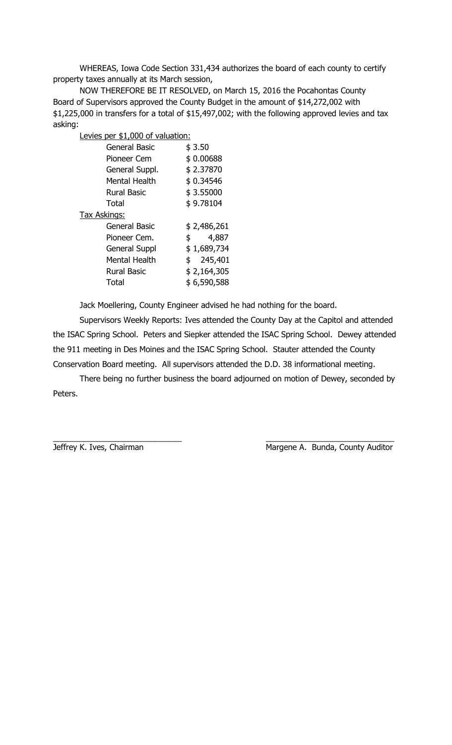WHEREAS, Iowa Code Section 331,434 authorizes the board of each county to certify property taxes annually at its March session,

NOW THEREFORE BE IT RESOLVED, on March 15, 2016 the Pocahontas County Board of Supervisors approved the County Budget in the amount of $14,272,002 with $1,225,000 in transfers for a total of $15,497,002; with the following approved levies and tax asking:

Levies per $1,000 of valuation:

| | |
|---|---|
| General Basic | $ 3.50 |
| Pioneer Cem | $ 0.00688 |
| General Suppl. | $ 2.37870 |
| Mental Health | $ 0.34546 |
| Rural Basic | $ 3.55000 |
| Total | $ 9.78104 |

Tax Askings:

| | |
|---|---|
| General Basic | $ 2,486,261 |
| Pioneer Cem. | $ 4,887 |
| General Suppl | $ 1,689,734 |
| Mental Health | $ 245,401 |
| Rural Basic | $ 2,164,305 |
| Total | $ 6,590,588 |

Jack Moellering, County Engineer advised he had nothing for the board.

Supervisors Weekly Reports: Ives attended the County Day at the Capitol and attended the ISAC Spring School. Peters and Siepker attended the ISAC Spring School. Dewey attended the 911 meeting in Des Moines and the ISAC Spring School. Stauter attended the County Conservation Board meeting. All supervisors attended the D.D. 38 informational meeting.

There being no further business the board adjourned on motion of Dewey, seconded by Peters.

\_\_\_\_\_\_\_\_\_\_\_\_\_\_\_\_\_\_\_\_\_\_\_\_\_\_\_\_
Jeffrey K. Ives, Chairman

\_\_\_\_\_\_\_\_\_\_\_\_\_\_\_\_\_\_\_\_\_\_\_\_\_\_\_\_
Margene A. Bunda, County Auditor